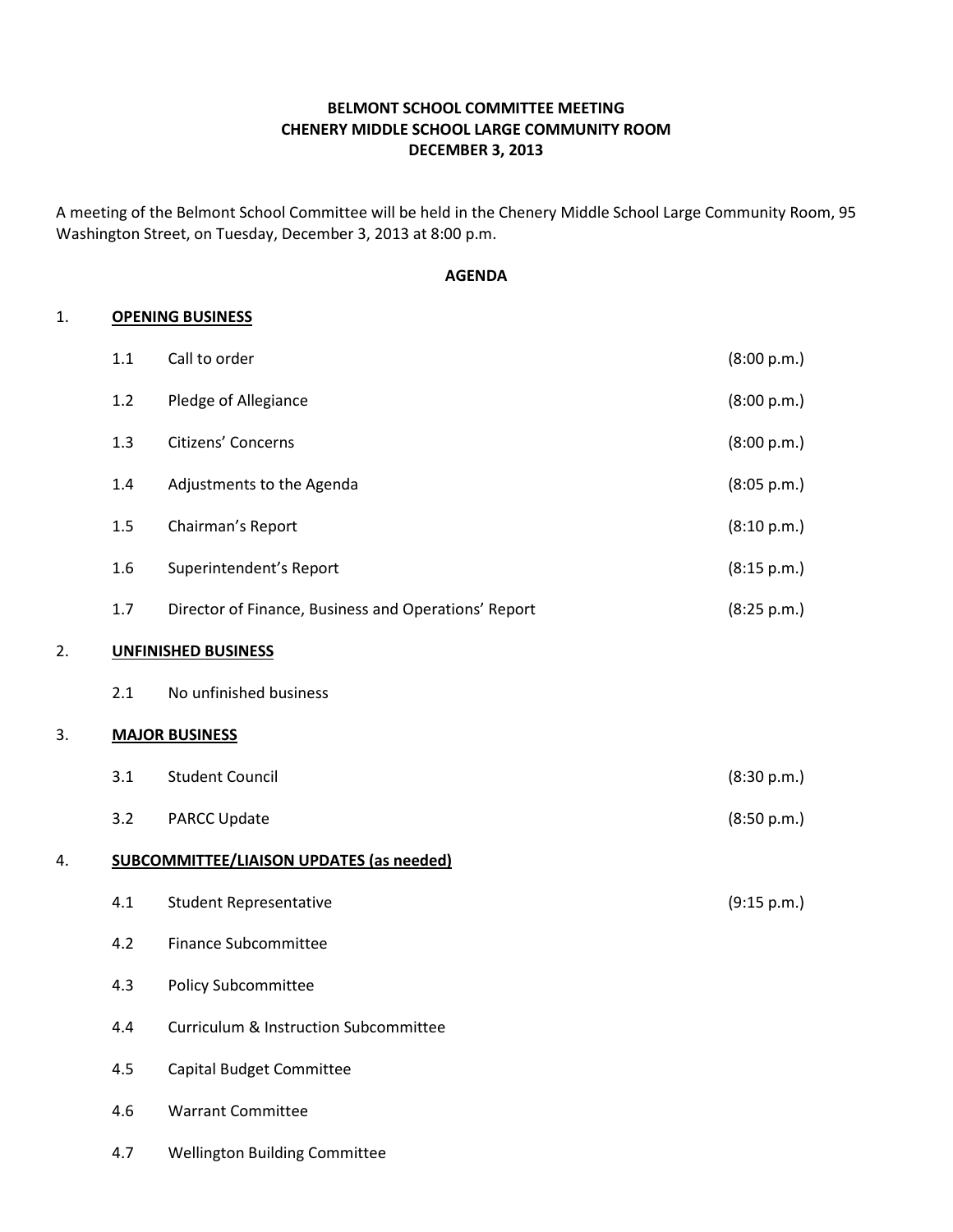# BELMONT SCHOOL COMMITTEE MEETING
# CHENERY MIDDLE SCHOOL LARGE COMMUNITY ROOM
# DECEMBER 3, 2013

A meeting of the Belmont School Committee will be held in the Chenery Middle School Large Community Room, 95 Washington Street, on Tuesday, December 3, 2013 at 8:00 p.m.

## AGENDA

1. **OPENING BUSINESS**

| | | |
|---|---|---|
| 1.1 | Call to order | (8:00 p.m.) |
| 1.2 | Pledge of Allegiance | (8:00 p.m.) |
| 1.3 | Citizens' Concerns | (8:00 p.m.) |
| 1.4 | Adjustments to the Agenda | (8:05 p.m.) |
| 1.5 | Chairman's Report | (8:10 p.m.) |
| 1.6 | Superintendent's Report | (8:15 p.m.) |
| 1.7 | Director of Finance, Business and Operations' Report | (8:25 p.m.) |

2. **UNFINISHED BUSINESS**

| | | |
|---|---|---|
| 2.1 | No unfinished business | |

3. **MAJOR BUSINESS**

| | | |
|---|---|---|
| 3.1 | Student Council | (8:30 p.m.) |
| 3.2 | PARCC Update | (8:50 p.m.) |

4. **SUBCOMMITTEE/LIAISON UPDATES (as needed)**

| | | |
|---|---|---|
| 4.1 | Student Representative | (9:15 p.m.) |
| 4.2 | Finance Subcommittee | |
| 4.3 | Policy Subcommittee | |
| 4.4 | Curriculum & Instruction Subcommittee | |
| 4.5 | Capital Budget Committee | |
| 4.6 | Warrant Committee | |
| 4.7 | Wellington Building Committee | |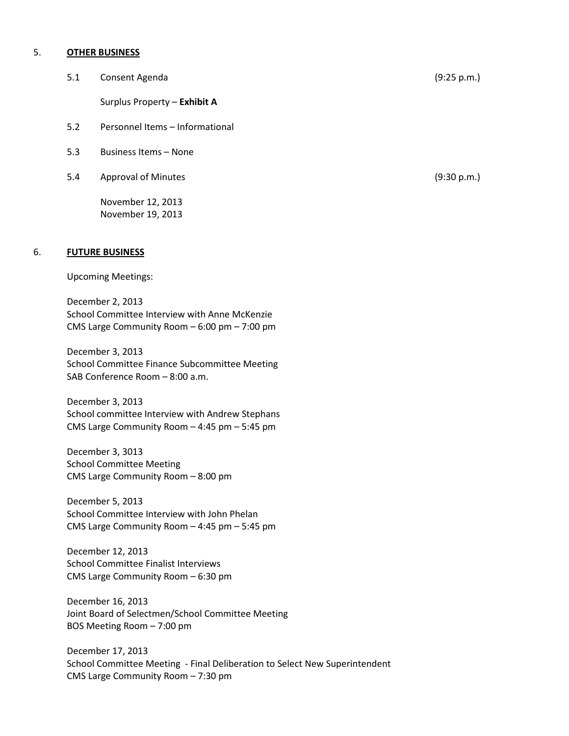5. **OTHER BUSINESS**

5.1 Consent Agenda (9:25 p.m.)

Surplus Property – **Exhibit A**

5.2 Personnel Items – Informational

5.3 Business Items – None

5.4 Approval of Minutes (9:30 p.m.)

November 12, 2013
November 19, 2013

6. **FUTURE BUSINESS**

Upcoming Meetings:

December 2, 2013
School Committee Interview with Anne McKenzie
CMS Large Community Room – 6:00 pm – 7:00 pm

December 3, 2013
School Committee Finance Subcommittee Meeting
SAB Conference Room – 8:00 a.m.

December 3, 2013
School committee Interview with Andrew Stephans
CMS Large Community Room – 4:45 pm – 5:45 pm

December 3, 3013
School Committee Meeting
CMS Large Community Room – 8:00 pm

December 5, 2013
School Committee Interview with John Phelan
CMS Large Community Room – 4:45 pm – 5:45 pm

December 12, 2013
School Committee Finalist Interviews
CMS Large Community Room – 6:30 pm

December 16, 2013
Joint Board of Selectmen/School Committee Meeting
BOS Meeting Room – 7:00 pm

December 17, 2013
School Committee Meeting - Final Deliberation to Select New Superintendent
CMS Large Community Room – 7:30 pm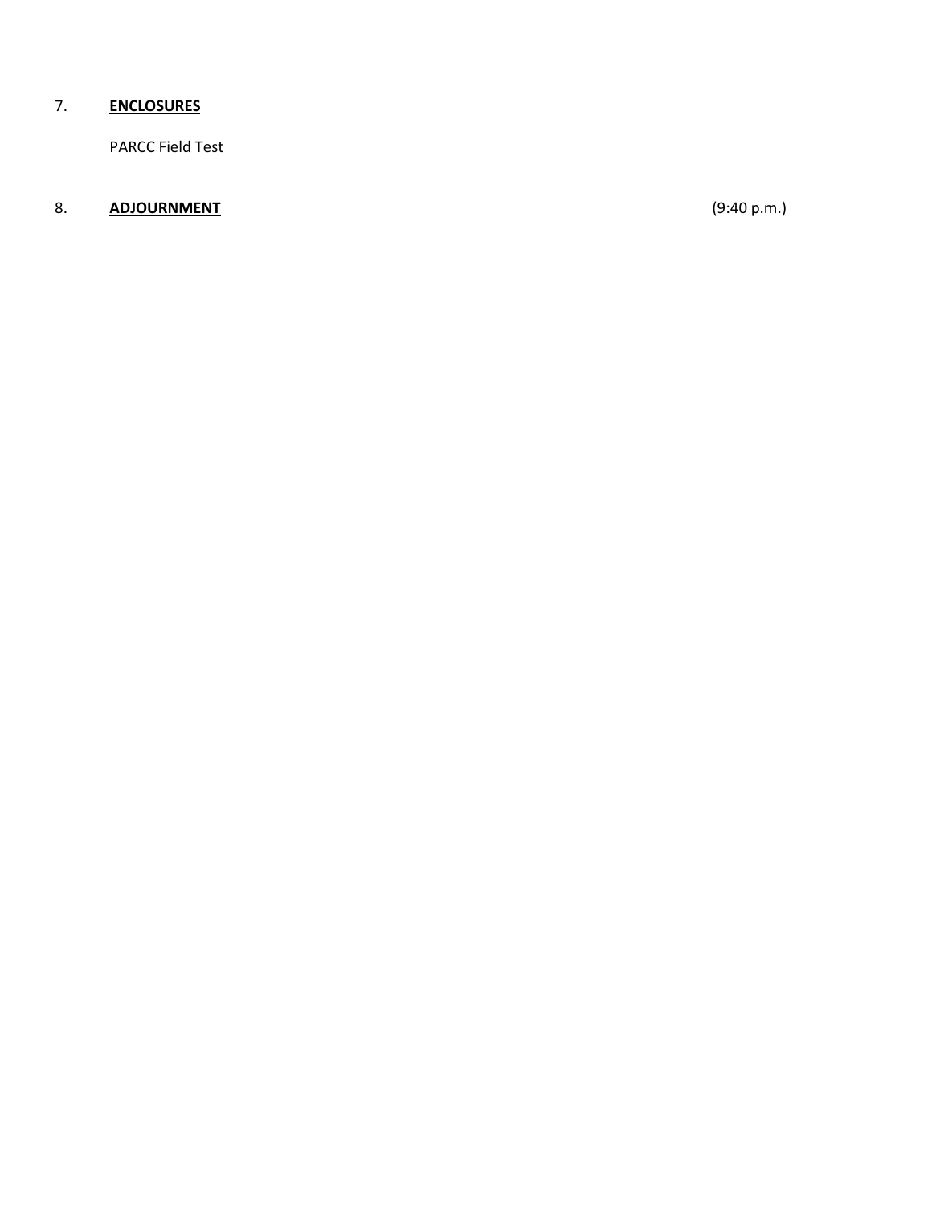7. **ENCLOSURES**

PARCC Field Test

8. **ADJOURNMENT** (9:40 p.m.)